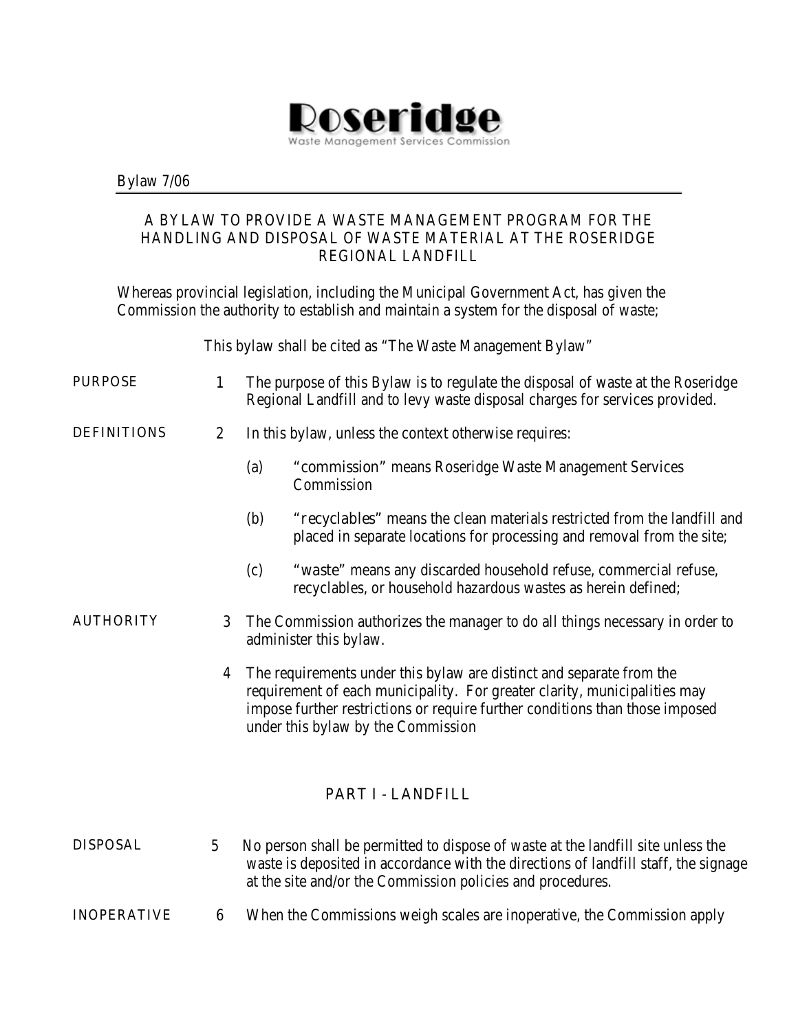# Roseridge

Waste Management Services Commission

Bylaw 7/06

## A BYLAW TO PROVIDE A WASTE MANAGEMENT PROGRAM FOR THE HANDLING AND DISPOSAL OF WASTE MATERIAL AT THE ROSERIDGE REGIONAL LANDFILL

Whereas provincial legislation, including the Municipal Government Act, has given the Commission the authority to establish and maintain a system for the disposal of waste;

This bylaw shall be cited as "The Waste Management Bylaw"

**PURPOSE**

1 The purpose of this Bylaw is to regulate the disposal of waste at the Roseridge Regional Landfill and to levy waste disposal charges for services provided.

**DEFINITIONS**

2 In this bylaw, unless the context otherwise requires:

(a) "commission" means Roseridge Waste Management Services Commission

(b) "recyclables" means the clean materials restricted from the landfill and placed in separate locations for processing and removal from the site;

(c) "waste" means any discarded household refuse, commercial refuse, recyclables, or household hazardous wastes as herein defined;

**AUTHORITY**

3 The Commission authorizes the manager to do all things necessary in order to administer this bylaw.

4 The requirements under this bylaw are distinct and separate from the requirement of each municipality. For greater clarity, municipalities may impose further restrictions or require further conditions than those imposed under this bylaw by the Commission

## PART I - LANDFILL

**DISPOSAL**

5 No person shall be permitted to dispose of waste at the landfill site unless the waste is deposited in accordance with the directions of landfill staff, the signage at the site and/or the Commission policies and procedures.

**INOPERATIVE**

6 When the Commissions weigh scales are inoperative, the Commission apply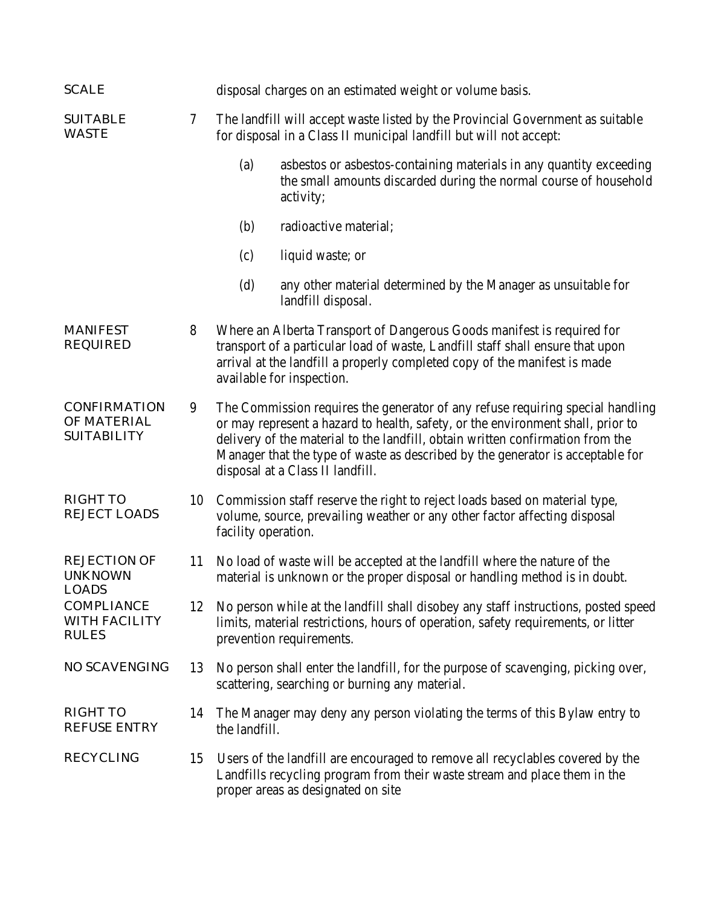SCALE — disposal charges on an estimated weight or volume basis.

**SUITABLE WASTE**

7 The landfill will accept waste listed by the Provincial Government as suitable for disposal in a Class II municipal landfill but will not accept:

(a) asbestos or asbestos-containing materials in any quantity exceeding the small amounts discarded during the normal course of household activity;

(b) radioactive material;

(c) liquid waste; or

(d) any other material determined by the Manager as unsuitable for landfill disposal.

**MANIFEST REQUIRED**

8 Where an Alberta Transport of Dangerous Goods manifest is required for transport of a particular load of waste, Landfill staff shall ensure that upon arrival at the landfill a properly completed copy of the manifest is made available for inspection.

**CONFIRMATION OF MATERIAL SUITABILITY**

9 The Commission requires the generator of any refuse requiring special handling or may represent a hazard to health, safety, or the environment shall, prior to delivery of the material to the landfill, obtain written confirmation from the Manager that the type of waste as described by the generator is acceptable for disposal at a Class II landfill.

**RIGHT TO REJECT LOADS**

10 Commission staff reserve the right to reject loads based on material type, volume, source, prevailing weather or any other factor affecting disposal facility operation.

**REJECTION OF UNKNOWN LOADS**

11 No load of waste will be accepted at the landfill where the nature of the material is unknown or the proper disposal or handling method is in doubt.

**COMPLIANCE WITH FACILITY RULES**

12 No person while at the landfill shall disobey any staff instructions, posted speed limits, material restrictions, hours of operation, safety requirements, or litter prevention requirements.

**NO SCAVENGING**

13 No person shall enter the landfill, for the purpose of scavenging, picking over, scattering, searching or burning any material.

**RIGHT TO REFUSE ENTRY**

14 The Manager may deny any person violating the terms of this Bylaw entry to the landfill.

**RECYCLING**

15 Users of the landfill are encouraged to remove all recyclables covered by the Landfills recycling program from their waste stream and place them in the proper areas as designated on site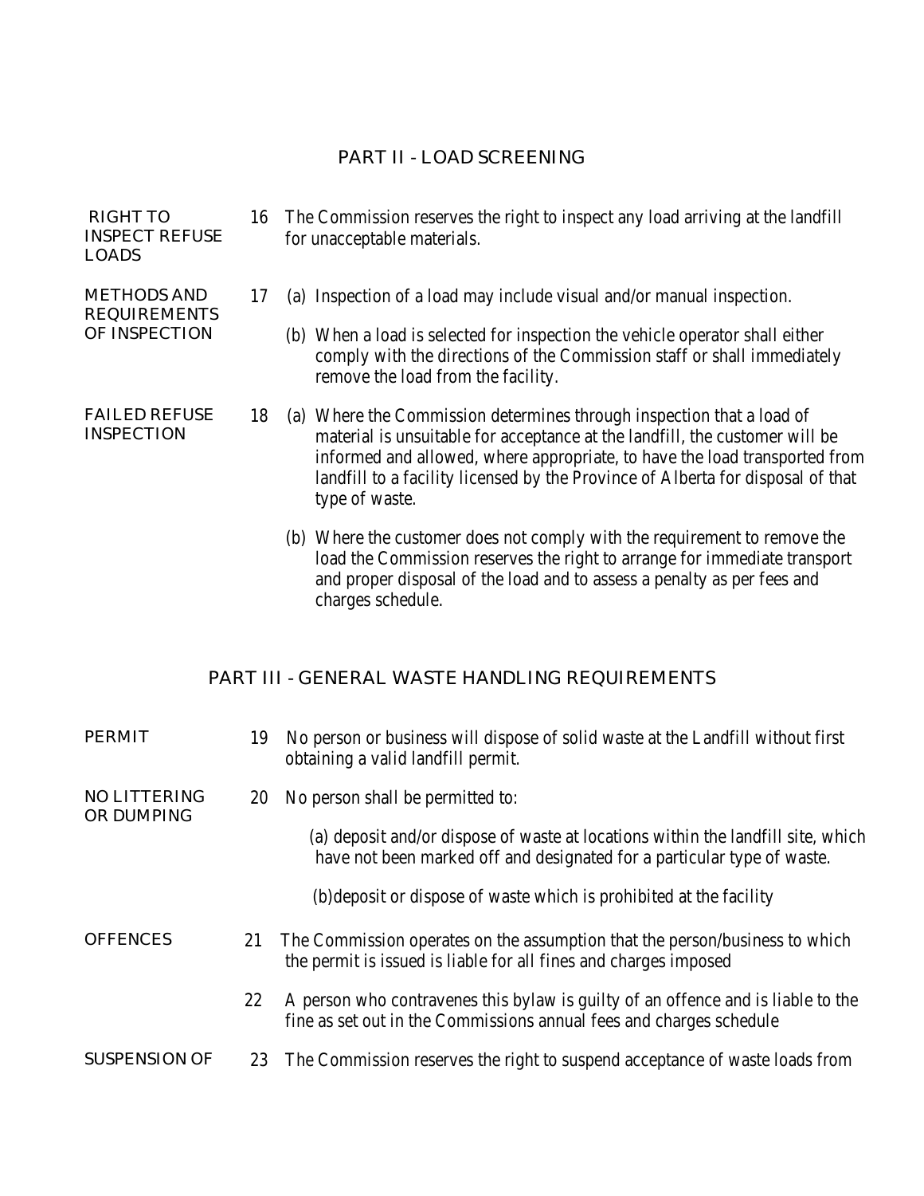## PART II - LOAD SCREENING

**RIGHT TO INSPECT REFUSE LOADS**

16 The Commission reserves the right to inspect any load arriving at the landfill for unacceptable materials.

**METHODS AND REQUIREMENTS OF INSPECTION**

17 (a) Inspection of a load may include visual and/or manual inspection.

(b) When a load is selected for inspection the vehicle operator shall either comply with the directions of the Commission staff or shall immediately remove the load from the facility.

**FAILED REFUSE INSPECTION**

18 (a) Where the Commission determines through inspection that a load of material is unsuitable for acceptance at the landfill, the customer will be informed and allowed, where appropriate, to have the load transported from landfill to a facility licensed by the Province of Alberta for disposal of that type of waste.

(b) Where the customer does not comply with the requirement to remove the load the Commission reserves the right to arrange for immediate transport and proper disposal of the load and to assess a penalty as per fees and charges schedule.

## PART III - GENERAL WASTE HANDLING REQUIREMENTS

**PERMIT**

19 No person or business will dispose of solid waste at the Landfill without first obtaining a valid landfill permit.

**NO LITTERING OR DUMPING**

20 No person shall be permitted to:

(a) deposit and/or dispose of waste at locations within the landfill site, which have not been marked off and designated for a particular type of waste.

(b)deposit or dispose of waste which is prohibited at the facility

**OFFENCES**

21 The Commission operates on the assumption that the person/business to which the permit is issued is liable for all fines and charges imposed

22 A person who contravenes this bylaw is guilty of an offence and is liable to the fine as set out in the Commissions annual fees and charges schedule

**SUSPENSION OF**

23 The Commission reserves the right to suspend acceptance of waste loads from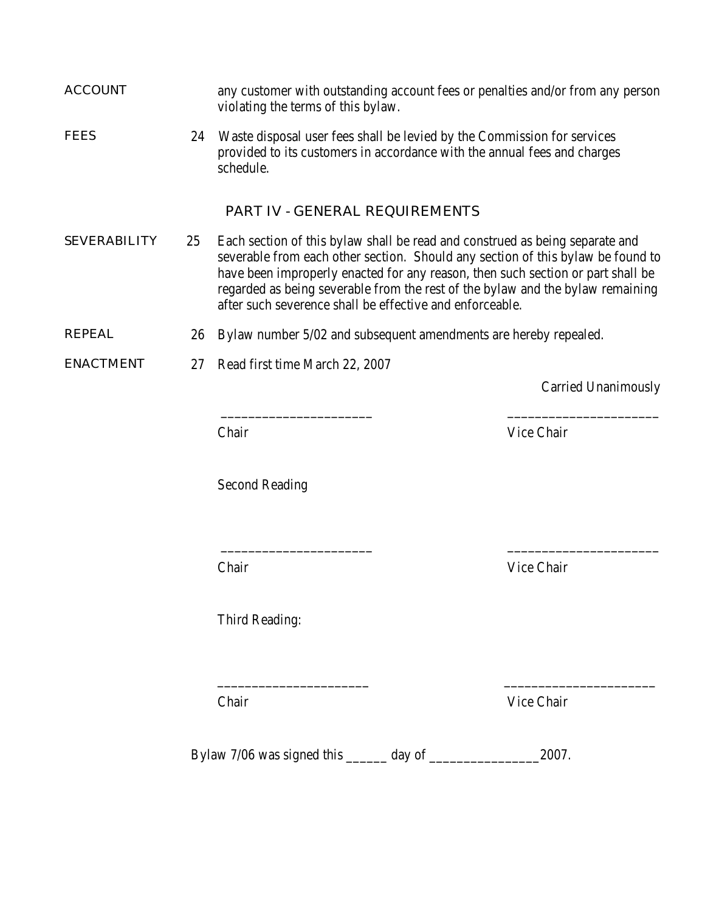ACCOUNT any customer with outstanding account fees or penalties and/or from any person violating the terms of this bylaw.

FEES 24 Waste disposal user fees shall be levied by the Commission for services provided to its customers in accordance with the annual fees and charges schedule.

## PART IV - GENERAL REQUIREMENTS

SEVERABILITY 25 Each section of this bylaw shall be read and construed as being separate and severable from each other section. Should any section of this bylaw be found to have been improperly enacted for any reason, then such section or part shall be regarded as being severable from the rest of the bylaw and the bylaw remaining after such severence shall be effective and enforceable.

REPEAL 26 Bylaw number 5/02 and subsequent amendments are hereby repealed.

ENACTMENT 27 Read first time March 22, 2007

Carried Unanimously

______________________ ______________________
Chair Vice Chair

Second Reading

______________________ ______________________
Chair Vice Chair

Third Reading:

______________________ ______________________
Chair Vice Chair

Bylaw 7/06 was signed this ______ day of ________________2007.